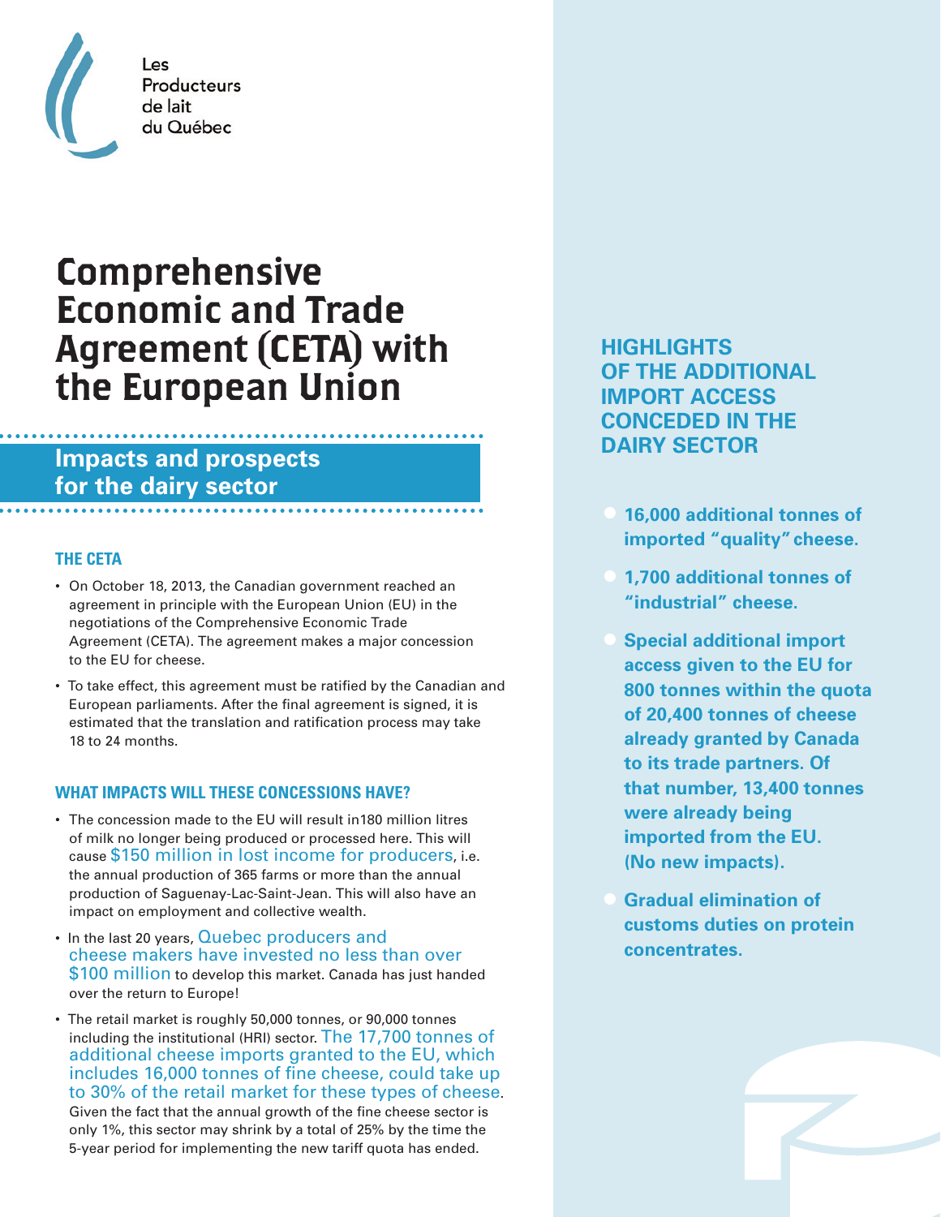Les Producteurs de lait du Québec

# Comprehensive Economic and Trade Agreement (CETA) with the European Union

## Impacts and prospects for the dairy sector

### THE CETA

- On October 18, 2013, the Canadian government reached an agreement in principle with the European Union (EU) in the negotiations of the Comprehensive Economic Trade Agreement (CETA). The agreement makes a major concession to the EU for cheese.
- To take effect, this agreement must be ratified by the Canadian and European parliaments. After the final agreement is signed, it is estimated that the translation and ratification process may take 18 to 24 months.

### WHAT IMPACTS WILL THESE CONCESSIONS HAVE?

- The concession made to the EU will result in180 million litres of milk no longer being produced or processed here. This will cause $150 million in lost income for producers, i.e. the annual production of 365 farms or more than the annual production of Saguenay-Lac-Saint-Jean. This will also have an impact on employment and collective wealth.
- In the last 20 years, Quebec producers and cheese makers have invested no less than over $100 million to develop this market. Canada has just handed over the return to Europe!
- The retail market is roughly 50,000 tonnes, or 90,000 tonnes including the institutional (HRI) sector. The 17,700 tonnes of additional cheese imports granted to the EU, which includes 16,000 tonnes of fine cheese, could take up to 30% of the retail market for these types of cheese. Given the fact that the annual growth of the fine cheese sector is only 1%, this sector may shrink by a total of 25% by the time the 5-year period for implementing the new tariff quota has ended.

### HIGHLIGHTS OF THE ADDITIONAL IMPORT ACCESS CONCEDED IN THE DAIRY SECTOR

- **16,000 additional tonnes of imported "quality" cheese.**
- **1,700 additional tonnes of "industrial" cheese.**
- **Special additional import access given to the EU for 800 tonnes within the quota of 20,400 tonnes of cheese already granted by Canada to its trade partners. Of that number, 13,400 tonnes were already being imported from the EU. (No new impacts).**
- **Gradual elimination of customs duties on protein concentrates.**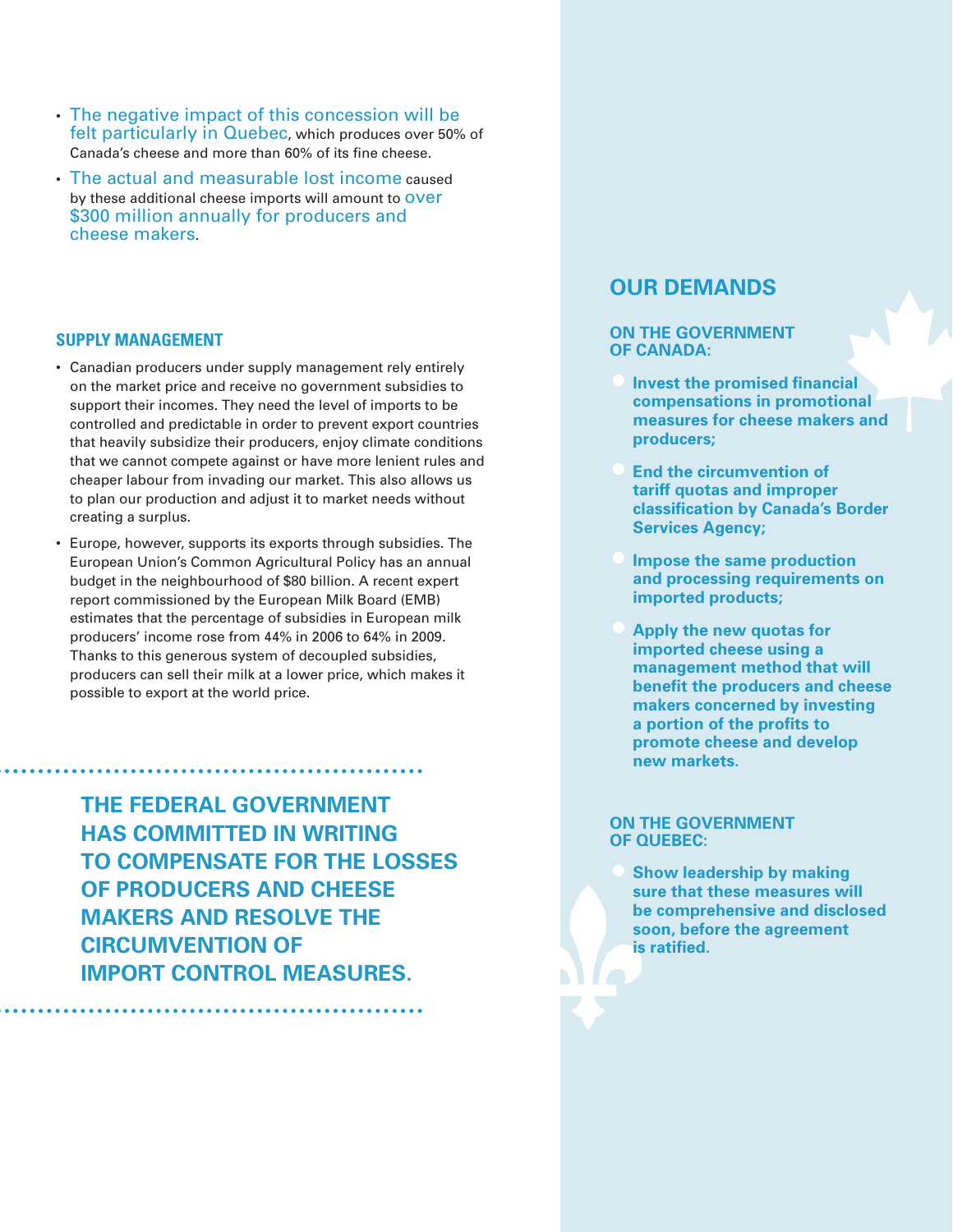- The negative impact of this concession will be felt particularly in Quebec, which produces over 50% of Canada's cheese and more than 60% of its fine cheese.
- The actual and measurable lost income caused by these additional cheese imports will amount to over $300 million annually for producers and cheese makers.

## SUPPLY MANAGEMENT

- Canadian producers under supply management rely entirely on the market price and receive no government subsidies to support their incomes. They need the level of imports to be controlled and predictable in order to prevent export countries that heavily subsidize their producers, enjoy climate conditions that we cannot compete against or have more lenient rules and cheaper labour from invading our market. This also allows us to plan our production and adjust it to market needs without creating a surplus.
- Europe, however, supports its exports through subsidies. The European Union's Common Agricultural Policy has an annual budget in the neighbourhood of $80 billion. A recent expert report commissioned by the European Milk Board (EMB) estimates that the percentage of subsidies in European milk producers' income rose from 44% in 2006 to 64% in 2009. Thanks to this generous system of decoupled subsidies, producers can sell their milk at a lower price, which makes it possible to export at the world price.

**THE FEDERAL GOVERNMENT HAS COMMITTED IN WRITING TO COMPENSATE FOR THE LOSSES OF PRODUCERS AND CHEESE MAKERS AND RESOLVE THE CIRCUMVENTION OF IMPORT CONTROL MEASURES.**

## OUR DEMANDS

### ON THE GOVERNMENT OF CANADA:

- **Invest the promised financial compensations in promotional measures for cheese makers and producers;**
- **End the circumvention of tariff quotas and improper classification by Canada's Border Services Agency;**
- **Impose the same production and processing requirements on imported products;**
- **Apply the new quotas for imported cheese using a management method that will benefit the producers and cheese makers concerned by investing a portion of the profits to promote cheese and develop new markets.**

### ON THE GOVERNMENT OF QUEBEC:

- **Show leadership by making sure that these measures will be comprehensive and disclosed soon, before the agreement is ratified.**